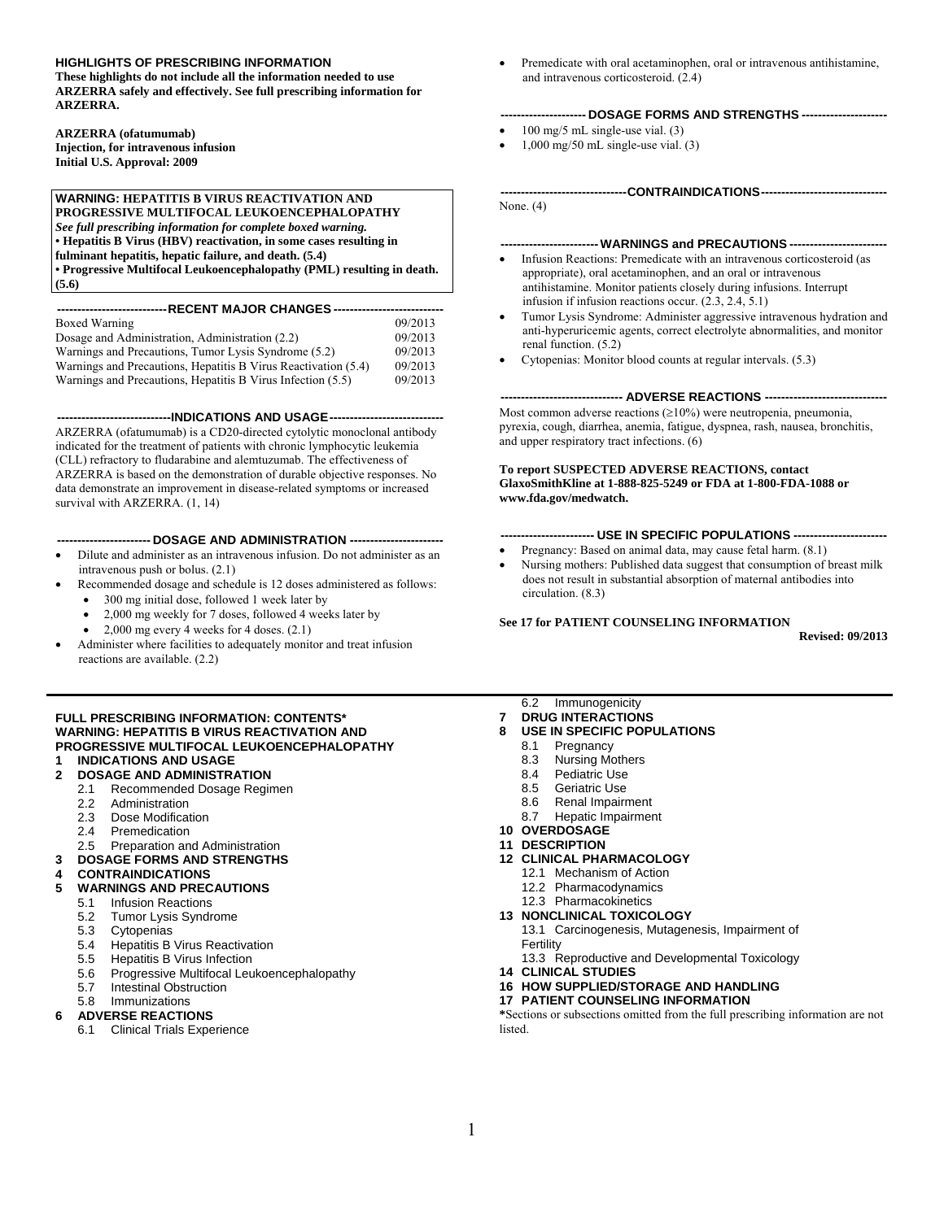**HIGHLIGHTS OF PRESCRIBING INFORMATION**
**These highlights do not include all the information needed to use ARZERRA safely and effectively. See full prescribing information for ARZERRA.**

**ARZERRA (ofatumumab)**
**Injection, for intravenous infusion**
**Initial U.S. Approval: 2009**

**WARNING: HEPATITIS B VIRUS REACTIVATION AND PROGRESSIVE MULTIFOCAL LEUKOENCEPHALOPATHY**
***See full prescribing information for complete boxed warning.***
**• Hepatitis B Virus (HBV) reactivation, in some cases resulting in fulminant hepatitis, hepatic failure, and death. (5.4)**
**• Progressive Multifocal Leukoencephalopathy (PML) resulting in death. (5.6)**

## RECENT MAJOR CHANGES

| | |
|---|---|
| Boxed Warning | 09/2013 |
| Dosage and Administration, Administration (2.2) | 09/2013 |
| Warnings and Precautions, Tumor Lysis Syndrome (5.2) | 09/2013 |
| Warnings and Precautions, Hepatitis B Virus Reactivation (5.4) | 09/2013 |
| Warnings and Precautions, Hepatitis B Virus Infection (5.5) | 09/2013 |

## INDICATIONS AND USAGE

ARZERRA (ofatumumab) is a CD20-directed cytolytic monoclonal antibody indicated for the treatment of patients with chronic lymphocytic leukemia (CLL) refractory to fludarabine and alemtuzumab. The effectiveness of ARZERRA is based on the demonstration of durable objective responses. No data demonstrate an improvement in disease-related symptoms or increased survival with ARZERRA. (1, 14)

## DOSAGE AND ADMINISTRATION

- Dilute and administer as an intravenous infusion. Do not administer as an intravenous push or bolus. (2.1)
- Recommended dosage and schedule is 12 doses administered as follows:
  - 300 mg initial dose, followed 1 week later by
  - 2,000 mg weekly for 7 doses, followed 4 weeks later by
  - 2,000 mg every 4 weeks for 4 doses. (2.1)
- Administer where facilities to adequately monitor and treat infusion reactions are available. (2.2)
- Premedicate with oral acetaminophen, oral or intravenous antihistamine, and intravenous corticosteroid. (2.4)

## DOSAGE FORMS AND STRENGTHS

- 100 mg/5 mL single-use vial. (3)
- 1,000 mg/50 mL single-use vial. (3)

## CONTRAINDICATIONS

None. (4)

## WARNINGS and PRECAUTIONS

- Infusion Reactions: Premedicate with an intravenous corticosteroid (as appropriate), oral acetaminophen, and an oral or intravenous antihistamine. Monitor patients closely during infusions. Interrupt infusion if infusion reactions occur. (2.3, 2.4, 5.1)
- Tumor Lysis Syndrome: Administer aggressive intravenous hydration and anti-hyperuricemic agents, correct electrolyte abnormalities, and monitor renal function. (5.2)
- Cytopenias: Monitor blood counts at regular intervals. (5.3)

## ADVERSE REACTIONS

Most common adverse reactions (≥10%) were neutropenia, pneumonia, pyrexia, cough, diarrhea, anemia, fatigue, dyspnea, rash, nausea, bronchitis, and upper respiratory tract infections. (6)

**To report SUSPECTED ADVERSE REACTIONS, contact GlaxoSmithKline at 1-888-825-5249 or FDA at 1-800-FDA-1088 or www.fda.gov/medwatch.**

## USE IN SPECIFIC POPULATIONS

- Pregnancy: Based on animal data, may cause fetal harm. (8.1)
- Nursing mothers: Published data suggest that consumption of breast milk does not result in substantial absorption of maternal antibodies into circulation. (8.3)

**See 17 for PATIENT COUNSELING INFORMATION**

**Revised: 09/2013**

---

**FULL PRESCRIBING INFORMATION: CONTENTS\***
**WARNING: HEPATITIS B VIRUS REACTIVATION AND PROGRESSIVE MULTIFOCAL LEUKOENCEPHALOPATHY**

**1 INDICATIONS AND USAGE**
**2 DOSAGE AND ADMINISTRATION**
- 2.1 Recommended Dosage Regimen
- 2.2 Administration
- 2.3 Dose Modification
- 2.4 Premedication
- 2.5 Preparation and Administration

**3 DOSAGE FORMS AND STRENGTHS**
**4 CONTRAINDICATIONS**
**5 WARNINGS AND PRECAUTIONS**
- 5.1 Infusion Reactions
- 5.2 Tumor Lysis Syndrome
- 5.3 Cytopenias
- 5.4 Hepatitis B Virus Reactivation
- 5.5 Hepatitis B Virus Infection
- 5.6 Progressive Multifocal Leukoencephalopathy
- 5.7 Intestinal Obstruction
- 5.8 Immunizations

**6 ADVERSE REACTIONS**
- 6.1 Clinical Trials Experience
- 6.2 Immunogenicity

**7 DRUG INTERACTIONS**
**8 USE IN SPECIFIC POPULATIONS**
- 8.1 Pregnancy
- 8.3 Nursing Mothers
- 8.4 Pediatric Use
- 8.5 Geriatric Use
- 8.6 Renal Impairment
- 8.7 Hepatic Impairment

**10 OVERDOSAGE**
**11 DESCRIPTION**
**12 CLINICAL PHARMACOLOGY**
- 12.1 Mechanism of Action
- 12.2 Pharmacodynamics
- 12.3 Pharmacokinetics

**13 NONCLINICAL TOXICOLOGY**
- 13.1 Carcinogenesis, Mutagenesis, Impairment of Fertility
- 13.3 Reproductive and Developmental Toxicology

**14 CLINICAL STUDIES**
**16 HOW SUPPLIED/STORAGE AND HANDLING**
**17 PATIENT COUNSELING INFORMATION**

**\***Sections or subsections omitted from the full prescribing information are not listed.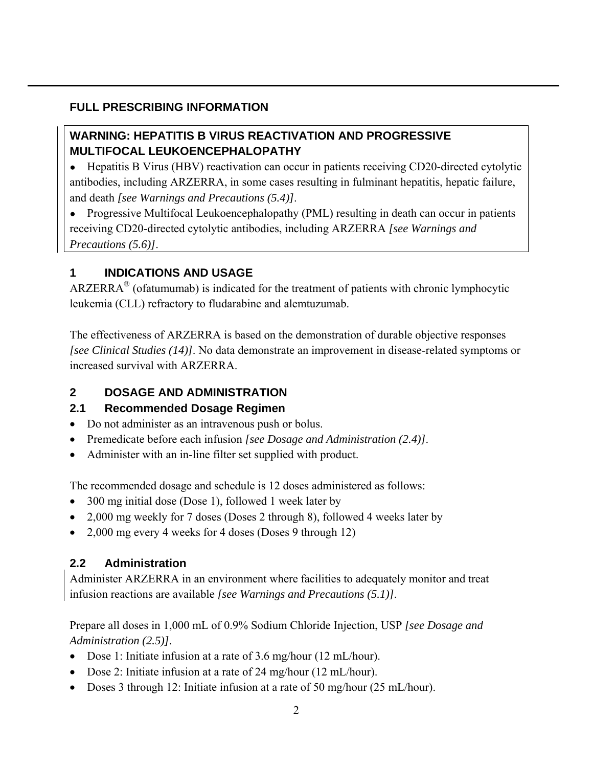## FULL PRESCRIBING INFORMATION

**WARNING: HEPATITIS B VIRUS REACTIVATION AND PROGRESSIVE MULTIFOCAL LEUKOENCEPHALOPATHY**

- Hepatitis B Virus (HBV) reactivation can occur in patients receiving CD20-directed cytolytic antibodies, including ARZERRA, in some cases resulting in fulminant hepatitis, hepatic failure, and death *[see Warnings and Precautions (5.4)]*.
- Progressive Multifocal Leukoencephalopathy (PML) resulting in death can occur in patients receiving CD20-directed cytolytic antibodies, including ARZERRA *[see Warnings and Precautions (5.6)]*.

## 1 INDICATIONS AND USAGE

ARZERRA® (ofatumumab) is indicated for the treatment of patients with chronic lymphocytic leukemia (CLL) refractory to fludarabine and alemtuzumab.

The effectiveness of ARZERRA is based on the demonstration of durable objective responses *[see Clinical Studies (14)]*. No data demonstrate an improvement in disease-related symptoms or increased survival with ARZERRA.

## 2 DOSAGE AND ADMINISTRATION

### 2.1 Recommended Dosage Regimen

- Do not administer as an intravenous push or bolus.
- Premedicate before each infusion *[see Dosage and Administration (2.4)]*.
- Administer with an in-line filter set supplied with product.

The recommended dosage and schedule is 12 doses administered as follows:

- 300 mg initial dose (Dose 1), followed 1 week later by
- 2,000 mg weekly for 7 doses (Doses 2 through 8), followed 4 weeks later by
- 2,000 mg every 4 weeks for 4 doses (Doses 9 through 12)

### 2.2 Administration

Administer ARZERRA in an environment where facilities to adequately monitor and treat infusion reactions are available *[see Warnings and Precautions (5.1)]*.

Prepare all doses in 1,000 mL of 0.9% Sodium Chloride Injection, USP *[see Dosage and Administration (2.5)]*.

- Dose 1: Initiate infusion at a rate of 3.6 mg/hour (12 mL/hour).
- Dose 2: Initiate infusion at a rate of 24 mg/hour (12 mL/hour).
- Doses 3 through 12: Initiate infusion at a rate of 50 mg/hour (25 mL/hour).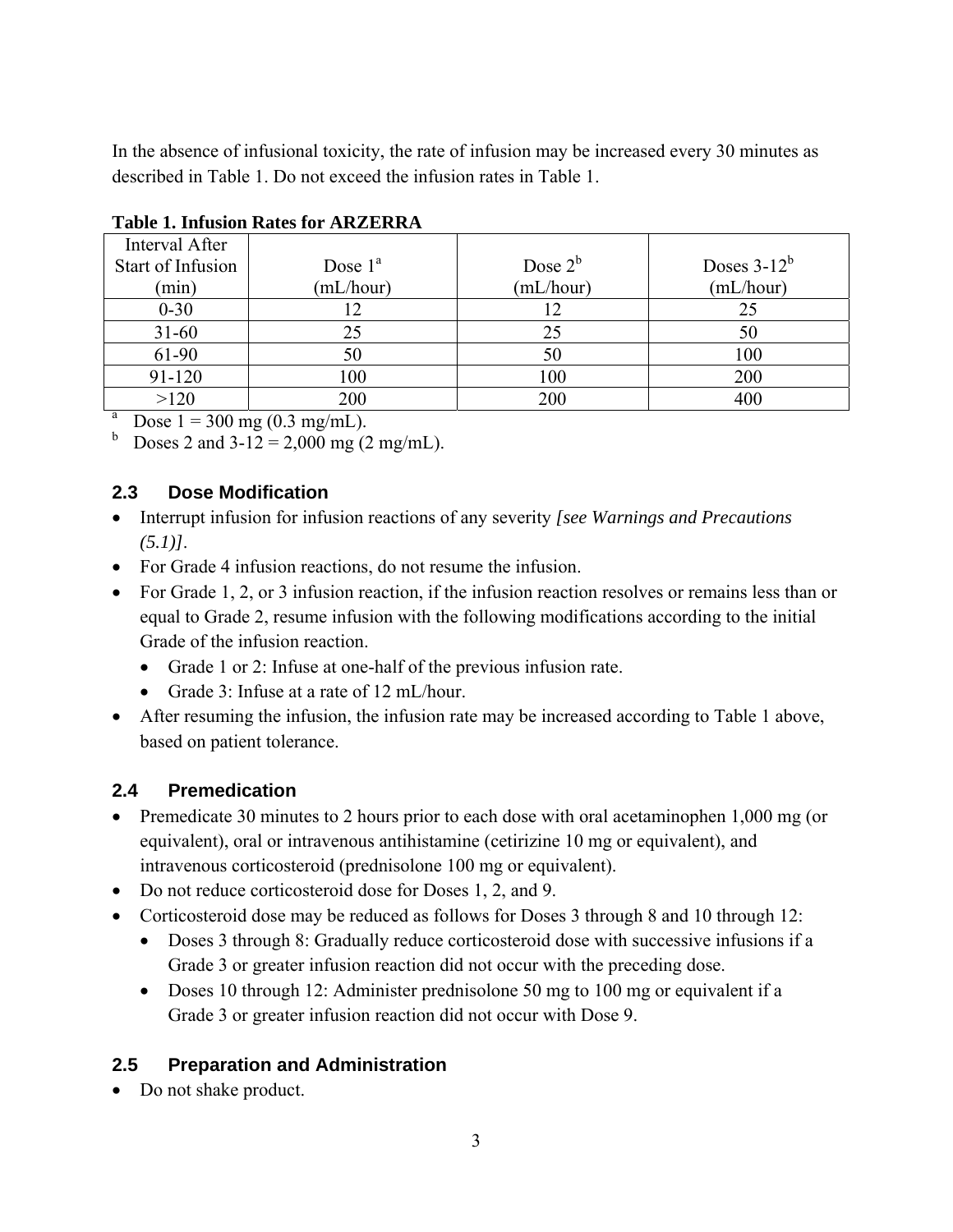In the absence of infusional toxicity, the rate of infusion may be increased every 30 minutes as described in Table 1. Do not exceed the infusion rates in Table 1.

**Table 1. Infusion Rates for ARZERRA**

| Interval After Start of Infusion (min) | Dose 1[a] (mL/hour) | Dose 2[b] (mL/hour) | Doses 3-12[b] (mL/hour) |
|---|---|---|---|
| 0-30 | 12 | 12 | 25 |
| 31-60 | 25 | 25 | 50 |
| 61-90 | 50 | 50 | 100 |
| 91-120 | 100 | 100 | 200 |
| >120 | 200 | 200 | 400 |

[a] Dose 1 = 300 mg (0.3 mg/mL).

[b] Doses 2 and 3-12 = 2,000 mg (2 mg/mL).

## 2.3 Dose Modification

- Interrupt infusion for infusion reactions of any severity *[see Warnings and Precautions (5.1)]*.
- For Grade 4 infusion reactions, do not resume the infusion.
- For Grade 1, 2, or 3 infusion reaction, if the infusion reaction resolves or remains less than or equal to Grade 2, resume infusion with the following modifications according to the initial Grade of the infusion reaction.
  - Grade 1 or 2: Infuse at one-half of the previous infusion rate.
  - Grade 3: Infuse at a rate of 12 mL/hour.
- After resuming the infusion, the infusion rate may be increased according to Table 1 above, based on patient tolerance.

## 2.4 Premedication

- Premedicate 30 minutes to 2 hours prior to each dose with oral acetaminophen 1,000 mg (or equivalent), oral or intravenous antihistamine (cetirizine 10 mg or equivalent), and intravenous corticosteroid (prednisolone 100 mg or equivalent).
- Do not reduce corticosteroid dose for Doses 1, 2, and 9.
- Corticosteroid dose may be reduced as follows for Doses 3 through 8 and 10 through 12:
  - Doses 3 through 8: Gradually reduce corticosteroid dose with successive infusions if a Grade 3 or greater infusion reaction did not occur with the preceding dose.
  - Doses 10 through 12: Administer prednisolone 50 mg to 100 mg or equivalent if a Grade 3 or greater infusion reaction did not occur with Dose 9.

## 2.5 Preparation and Administration

- Do not shake product.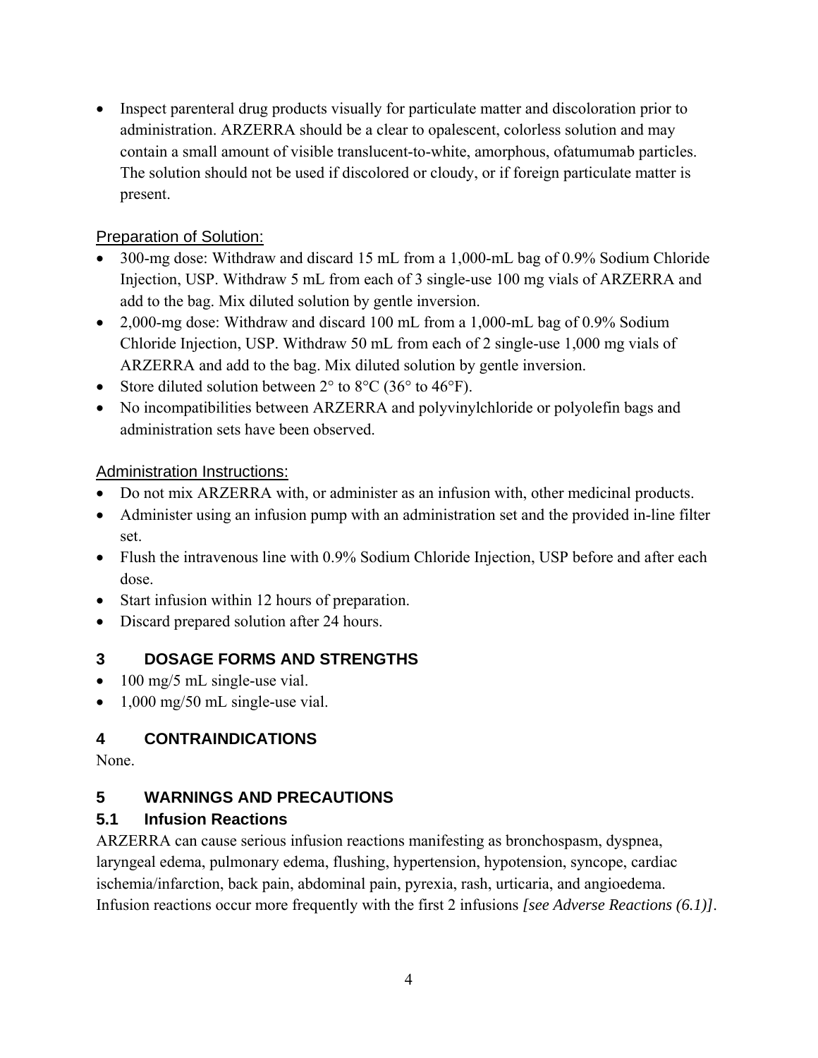- Inspect parenteral drug products visually for particulate matter and discoloration prior to administration. ARZERRA should be a clear to opalescent, colorless solution and may contain a small amount of visible translucent-to-white, amorphous, ofatumumab particles. The solution should not be used if discolored or cloudy, or if foreign particulate matter is present.

Preparation of Solution:

- 300-mg dose: Withdraw and discard 15 mL from a 1,000-mL bag of 0.9% Sodium Chloride Injection, USP. Withdraw 5 mL from each of 3 single-use 100 mg vials of ARZERRA and add to the bag. Mix diluted solution by gentle inversion.
- 2,000-mg dose: Withdraw and discard 100 mL from a 1,000-mL bag of 0.9% Sodium Chloride Injection, USP. Withdraw 50 mL from each of 2 single-use 1,000 mg vials of ARZERRA and add to the bag. Mix diluted solution by gentle inversion.
- Store diluted solution between 2° to 8°C (36° to 46°F).
- No incompatibilities between ARZERRA and polyvinylchloride or polyolefin bags and administration sets have been observed.

Administration Instructions:

- Do not mix ARZERRA with, or administer as an infusion with, other medicinal products.
- Administer using an infusion pump with an administration set and the provided in-line filter set.
- Flush the intravenous line with 0.9% Sodium Chloride Injection, USP before and after each dose.
- Start infusion within 12 hours of preparation.
- Discard prepared solution after 24 hours.

## 3 DOSAGE FORMS AND STRENGTHS

- 100 mg/5 mL single-use vial.
- 1,000 mg/50 mL single-use vial.

## 4 CONTRAINDICATIONS

None.

## 5 WARNINGS AND PRECAUTIONS

### 5.1 Infusion Reactions

ARZERRA can cause serious infusion reactions manifesting as bronchospasm, dyspnea, laryngeal edema, pulmonary edema, flushing, hypertension, hypotension, syncope, cardiac ischemia/infarction, back pain, abdominal pain, pyrexia, rash, urticaria, and angioedema. Infusion reactions occur more frequently with the first 2 infusions *[see Adverse Reactions (6.1)]*.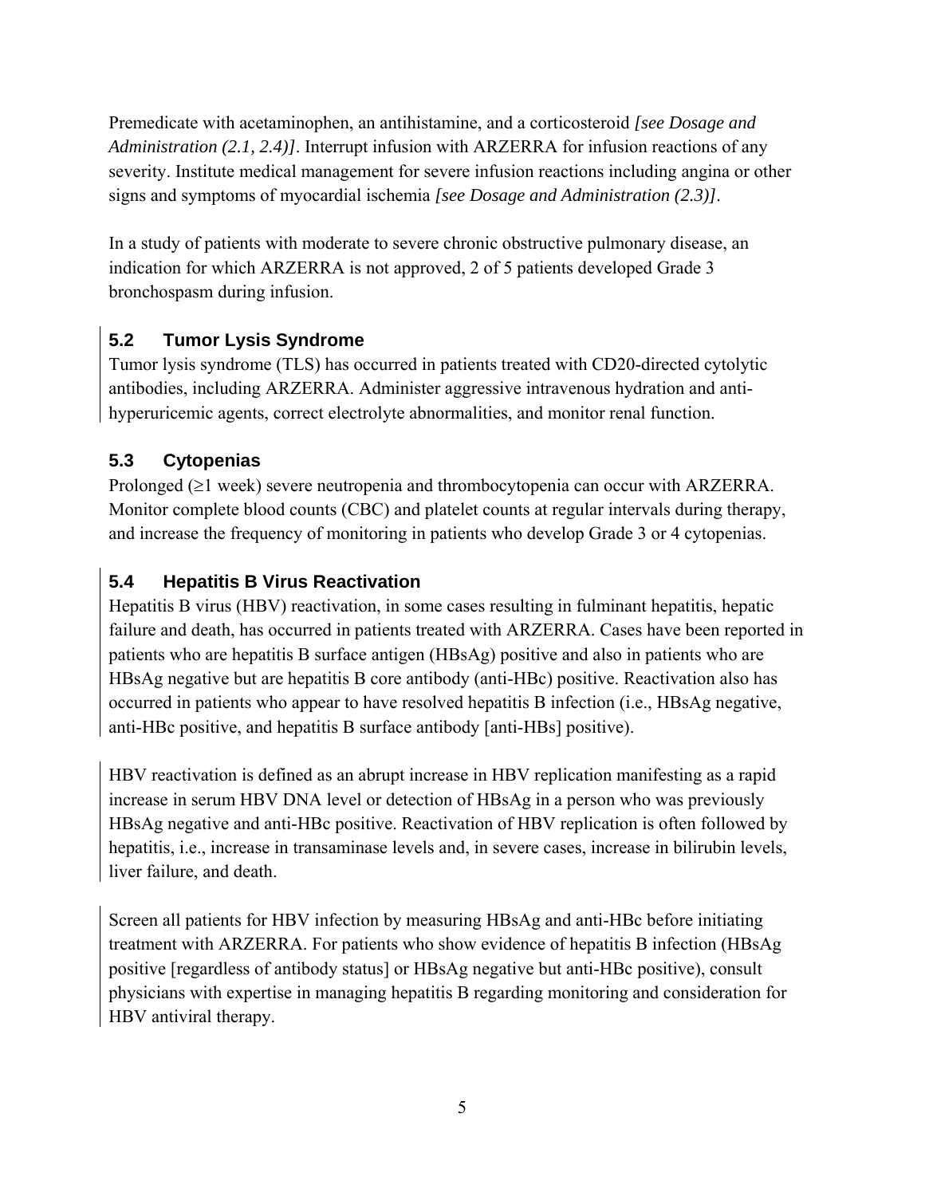Premedicate with acetaminophen, an antihistamine, and a corticosteroid *[see Dosage and Administration (2.1, 2.4)]*. Interrupt infusion with ARZERRA for infusion reactions of any severity. Institute medical management for severe infusion reactions including angina or other signs and symptoms of myocardial ischemia *[see Dosage and Administration (2.3)]*.

In a study of patients with moderate to severe chronic obstructive pulmonary disease, an indication for which ARZERRA is not approved, 2 of 5 patients developed Grade 3 bronchospasm during infusion.

### 5.2 Tumor Lysis Syndrome

Tumor lysis syndrome (TLS) has occurred in patients treated with CD20-directed cytolytic antibodies, including ARZERRA. Administer aggressive intravenous hydration and anti-hyperuricemic agents, correct electrolyte abnormalities, and monitor renal function.

### 5.3 Cytopenias

Prolonged (≥1 week) severe neutropenia and thrombocytopenia can occur with ARZERRA. Monitor complete blood counts (CBC) and platelet counts at regular intervals during therapy, and increase the frequency of monitoring in patients who develop Grade 3 or 4 cytopenias.

### 5.4 Hepatitis B Virus Reactivation

Hepatitis B virus (HBV) reactivation, in some cases resulting in fulminant hepatitis, hepatic failure and death, has occurred in patients treated with ARZERRA. Cases have been reported in patients who are hepatitis B surface antigen (HBsAg) positive and also in patients who are HBsAg negative but are hepatitis B core antibody (anti-HBc) positive. Reactivation also has occurred in patients who appear to have resolved hepatitis B infection (i.e., HBsAg negative, anti-HBc positive, and hepatitis B surface antibody [anti-HBs] positive).

HBV reactivation is defined as an abrupt increase in HBV replication manifesting as a rapid increase in serum HBV DNA level or detection of HBsAg in a person who was previously HBsAg negative and anti-HBc positive. Reactivation of HBV replication is often followed by hepatitis, i.e., increase in transaminase levels and, in severe cases, increase in bilirubin levels, liver failure, and death.

Screen all patients for HBV infection by measuring HBsAg and anti-HBc before initiating treatment with ARZERRA. For patients who show evidence of hepatitis B infection (HBsAg positive [regardless of antibody status] or HBsAg negative but anti-HBc positive), consult physicians with expertise in managing hepatitis B regarding monitoring and consideration for HBV antiviral therapy.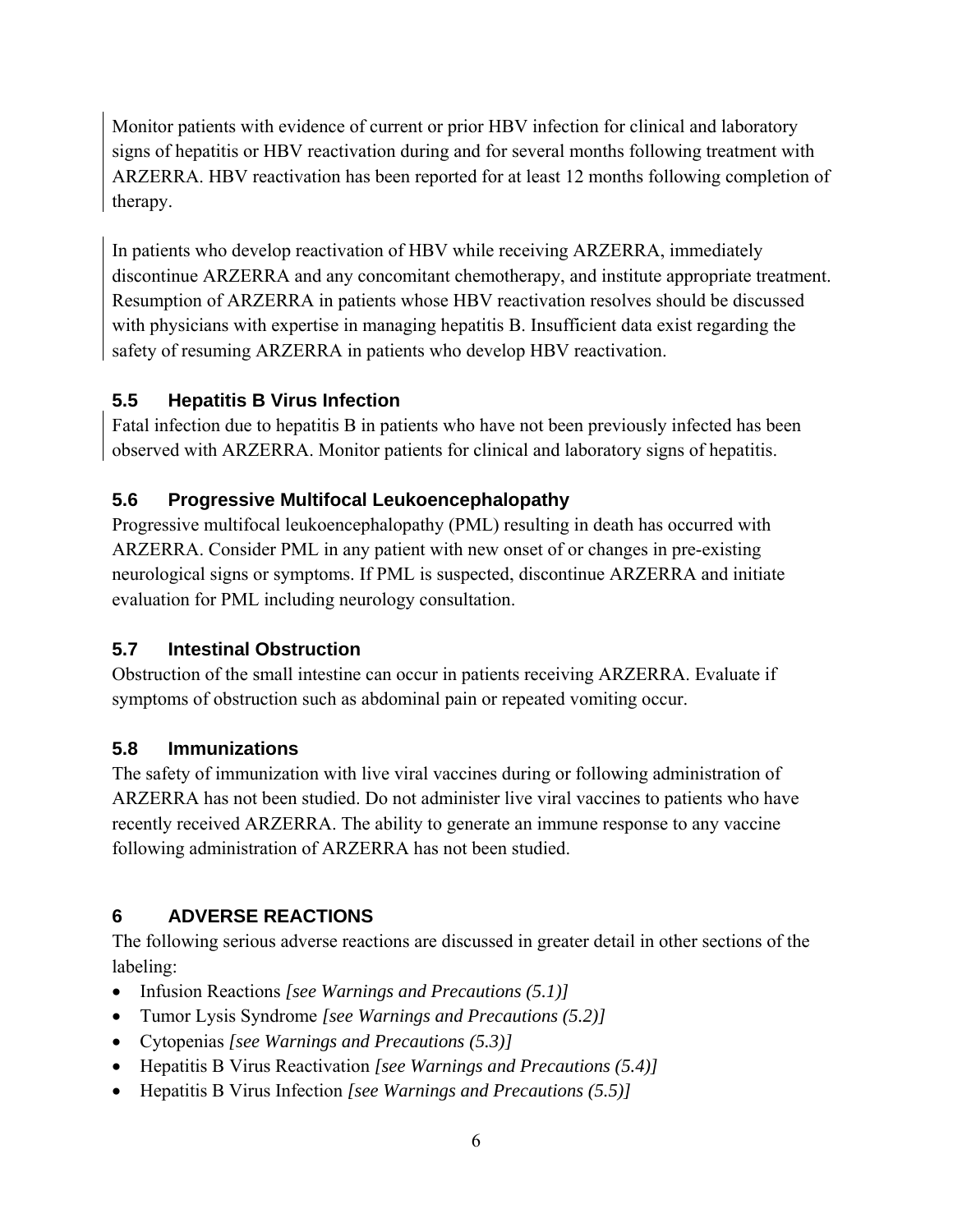Monitor patients with evidence of current or prior HBV infection for clinical and laboratory signs of hepatitis or HBV reactivation during and for several months following treatment with ARZERRA. HBV reactivation has been reported for at least 12 months following completion of therapy.

In patients who develop reactivation of HBV while receiving ARZERRA, immediately discontinue ARZERRA and any concomitant chemotherapy, and institute appropriate treatment. Resumption of ARZERRA in patients whose HBV reactivation resolves should be discussed with physicians with expertise in managing hepatitis B. Insufficient data exist regarding the safety of resuming ARZERRA in patients who develop HBV reactivation.

### 5.5 Hepatitis B Virus Infection

Fatal infection due to hepatitis B in patients who have not been previously infected has been observed with ARZERRA. Monitor patients for clinical and laboratory signs of hepatitis.

### 5.6 Progressive Multifocal Leukoencephalopathy

Progressive multifocal leukoencephalopathy (PML) resulting in death has occurred with ARZERRA. Consider PML in any patient with new onset of or changes in pre-existing neurological signs or symptoms. If PML is suspected, discontinue ARZERRA and initiate evaluation for PML including neurology consultation.

### 5.7 Intestinal Obstruction

Obstruction of the small intestine can occur in patients receiving ARZERRA. Evaluate if symptoms of obstruction such as abdominal pain or repeated vomiting occur.

### 5.8 Immunizations

The safety of immunization with live viral vaccines during or following administration of ARZERRA has not been studied. Do not administer live viral vaccines to patients who have recently received ARZERRA. The ability to generate an immune response to any vaccine following administration of ARZERRA has not been studied.

## 6 ADVERSE REACTIONS

The following serious adverse reactions are discussed in greater detail in other sections of the labeling:

- Infusion Reactions *[see Warnings and Precautions (5.1)]*
- Tumor Lysis Syndrome *[see Warnings and Precautions (5.2)]*
- Cytopenias *[see Warnings and Precautions (5.3)]*
- Hepatitis B Virus Reactivation *[see Warnings and Precautions (5.4)]*
- Hepatitis B Virus Infection *[see Warnings and Precautions (5.5)]*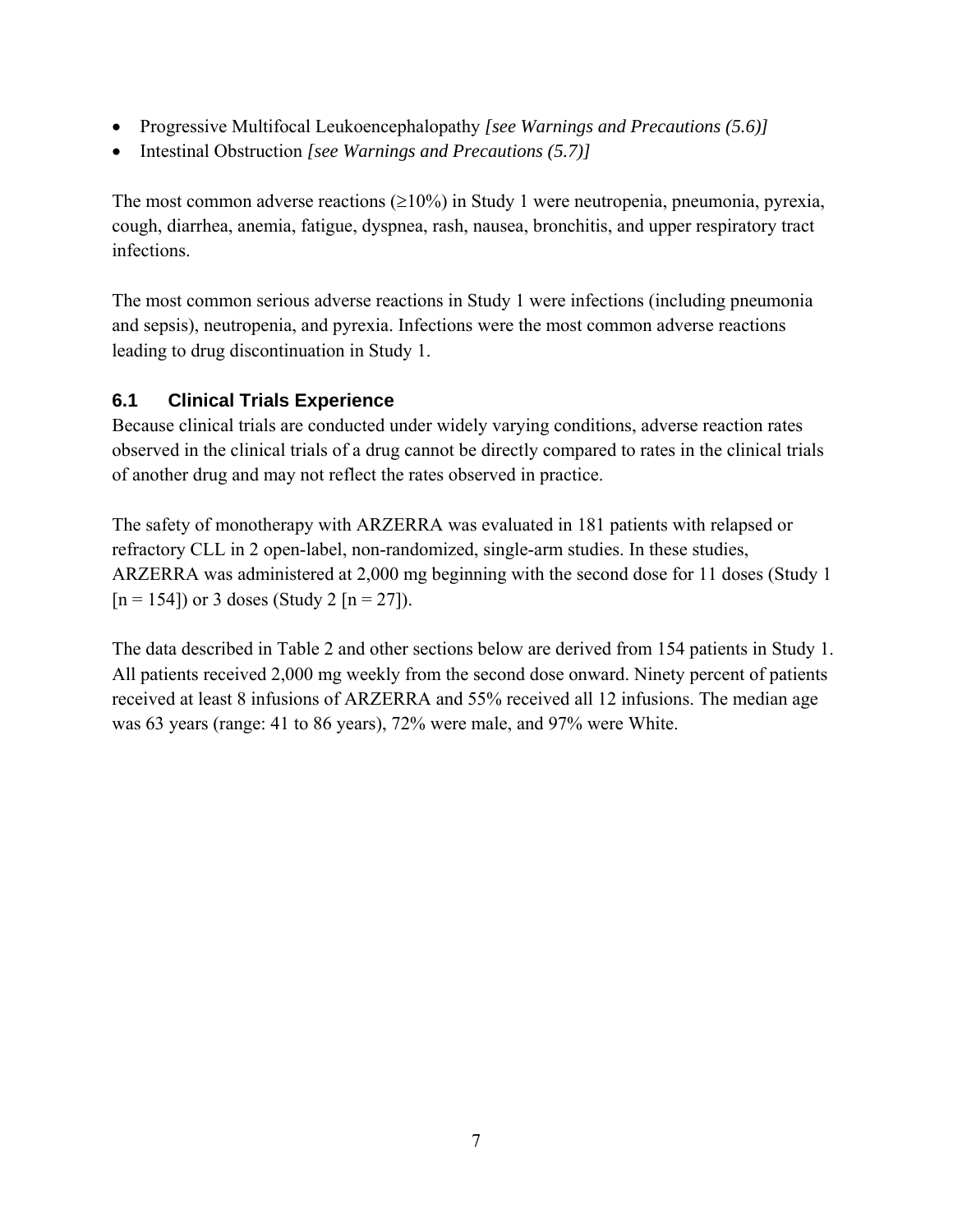- Progressive Multifocal Leukoencephalopathy *[see Warnings and Precautions (5.6)]*
- Intestinal Obstruction *[see Warnings and Precautions (5.7)]*

The most common adverse reactions (≥10%) in Study 1 were neutropenia, pneumonia, pyrexia, cough, diarrhea, anemia, fatigue, dyspnea, rash, nausea, bronchitis, and upper respiratory tract infections.

The most common serious adverse reactions in Study 1 were infections (including pneumonia and sepsis), neutropenia, and pyrexia. Infections were the most common adverse reactions leading to drug discontinuation in Study 1.

## 6.1 Clinical Trials Experience

Because clinical trials are conducted under widely varying conditions, adverse reaction rates observed in the clinical trials of a drug cannot be directly compared to rates in the clinical trials of another drug and may not reflect the rates observed in practice.

The safety of monotherapy with ARZERRA was evaluated in 181 patients with relapsed or refractory CLL in 2 open-label, non-randomized, single-arm studies. In these studies, ARZERRA was administered at 2,000 mg beginning with the second dose for 11 doses (Study 1 [n = 154]) or 3 doses (Study 2 [n = 27]).

The data described in Table 2 and other sections below are derived from 154 patients in Study 1. All patients received 2,000 mg weekly from the second dose onward. Ninety percent of patients received at least 8 infusions of ARZERRA and 55% received all 12 infusions. The median age was 63 years (range: 41 to 86 years), 72% were male, and 97% were White.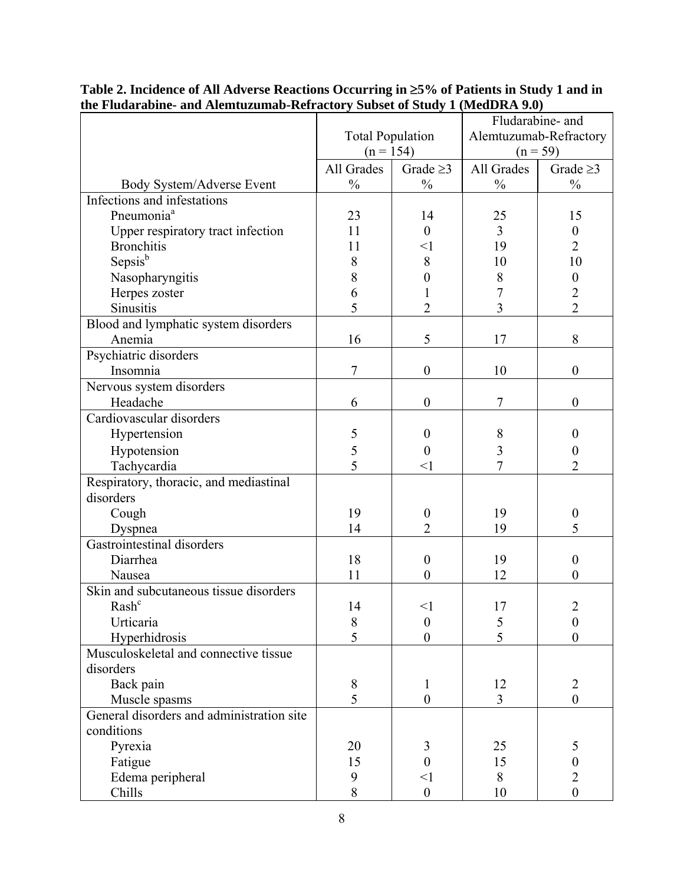**Table 2. Incidence of All Adverse Reactions Occurring in ≥5% of Patients in Study 1 and in the Fludarabine- and Alemtuzumab-Refractory Subset of Study 1 (MedDRA 9.0)**

| | Total Population (n = 154) | | Fludarabine- and Alemtuzumab-Refractory (n = 59) | |
|---|---|---|---|---|
| Body System/Adverse Event | All Grades % | Grade ≥3 % | All Grades % | Grade ≥3 % |
| Infections and infestations | | | | |
| Pneumonia[a] | 23 | 14 | 25 | 15 |
| Upper respiratory tract infection | 11 | 0 | 3 | 0 |
| Bronchitis | 11 | <1 | 19 | 2 |
| Sepsis[b] | 8 | 8 | 10 | 10 |
| Nasopharyngitis | 8 | 0 | 8 | 0 |
| Herpes zoster | 6 | 1 | 7 | 2 |
| Sinusitis | 5 | 2 | 3 | 2 |
| Blood and lymphatic system disorders | | | | |
| Anemia | 16 | 5 | 17 | 8 |
| Psychiatric disorders | | | | |
| Insomnia | 7 | 0 | 10 | 0 |
| Nervous system disorders | | | | |
| Headache | 6 | 0 | 7 | 0 |
| Cardiovascular disorders | | | | |
| Hypertension | 5 | 0 | 8 | 0 |
| Hypotension | 5 | 0 | 3 | 0 |
| Tachycardia | 5 | <1 | 7 | 2 |
| Respiratory, thoracic, and mediastinal disorders | | | | |
| Cough | 19 | 0 | 19 | 0 |
| Dyspnea | 14 | 2 | 19 | 5 |
| Gastrointestinal disorders | | | | |
| Diarrhea | 18 | 0 | 19 | 0 |
| Nausea | 11 | 0 | 12 | 0 |
| Skin and subcutaneous tissue disorders | | | | |
| Rash[c] | 14 | <1 | 17 | 2 |
| Urticaria | 8 | 0 | 5 | 0 |
| Hyperhidrosis | 5 | 0 | 5 | 0 |
| Musculoskeletal and connective tissue disorders | | | | |
| Back pain | 8 | 1 | 12 | 2 |
| Muscle spasms | 5 | 0 | 3 | 0 |
| General disorders and administration site conditions | | | | |
| Pyrexia | 20 | 3 | 25 | 5 |
| Fatigue | 15 | 0 | 15 | 0 |
| Edema peripheral | 9 | <1 | 8 | 2 |
| Chills | 8 | 0 | 10 | 0 |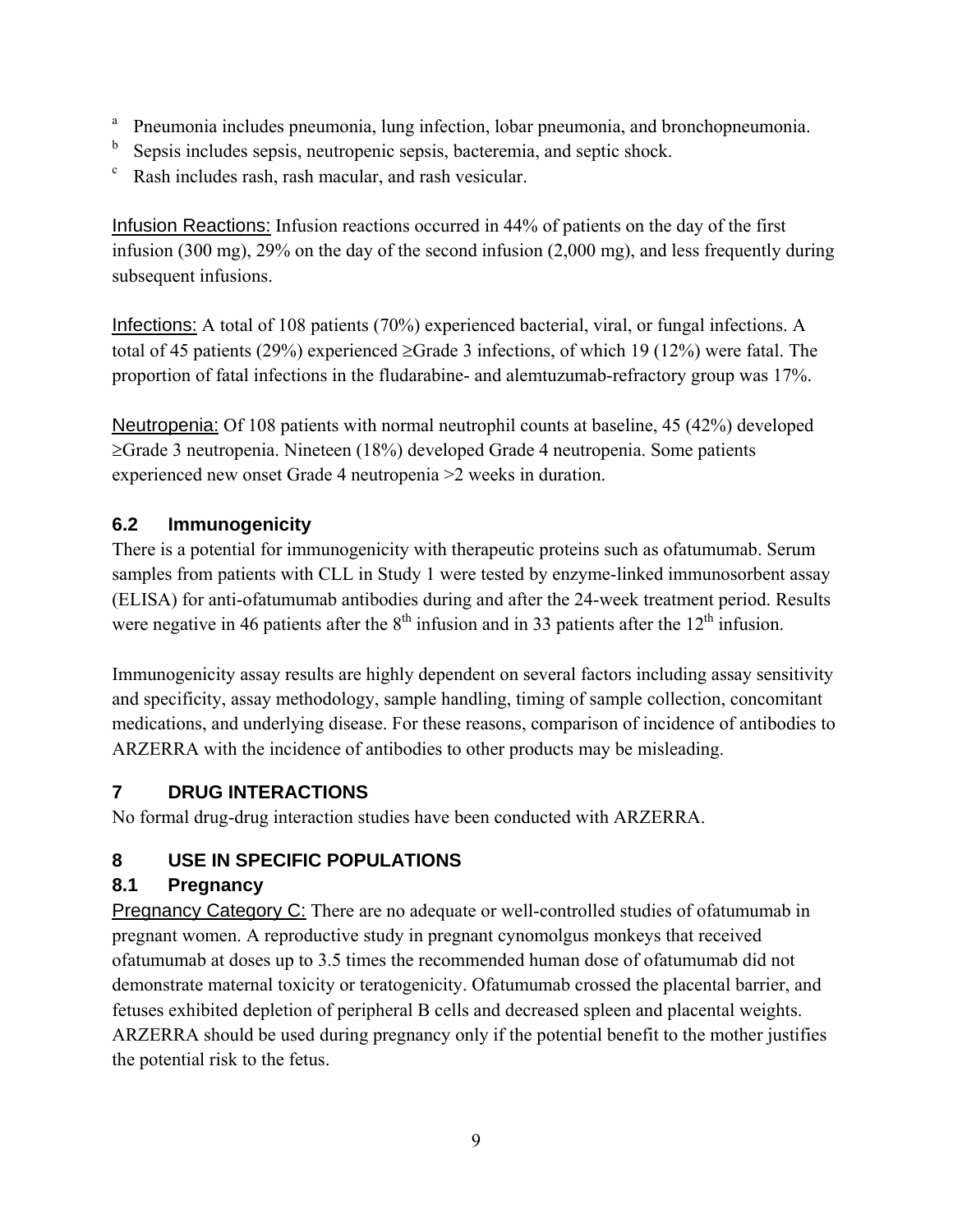[a] Pneumonia includes pneumonia, lung infection, lobar pneumonia, and bronchopneumonia.
[b] Sepsis includes sepsis, neutropenic sepsis, bacteremia, and septic shock.
[c] Rash includes rash, rash macular, and rash vesicular.

Infusion Reactions: Infusion reactions occurred in 44% of patients on the day of the first infusion (300 mg), 29% on the day of the second infusion (2,000 mg), and less frequently during subsequent infusions.

Infections: A total of 108 patients (70%) experienced bacterial, viral, or fungal infections. A total of 45 patients (29%) experienced ≥Grade 3 infections, of which 19 (12%) were fatal. The proportion of fatal infections in the fludarabine- and alemtuzumab-refractory group was 17%.

Neutropenia: Of 108 patients with normal neutrophil counts at baseline, 45 (42%) developed ≥Grade 3 neutropenia. Nineteen (18%) developed Grade 4 neutropenia. Some patients experienced new onset Grade 4 neutropenia >2 weeks in duration.

### 6.2 Immunogenicity

There is a potential for immunogenicity with therapeutic proteins such as ofatumumab. Serum samples from patients with CLL in Study 1 were tested by enzyme-linked immunosorbent assay (ELISA) for anti-ofatumumab antibodies during and after the 24-week treatment period. Results were negative in 46 patients after the 8th infusion and in 33 patients after the 12th infusion.

Immunogenicity assay results are highly dependent on several factors including assay sensitivity and specificity, assay methodology, sample handling, timing of sample collection, concomitant medications, and underlying disease. For these reasons, comparison of incidence of antibodies to ARZERRA with the incidence of antibodies to other products may be misleading.

## 7 DRUG INTERACTIONS

No formal drug-drug interaction studies have been conducted with ARZERRA.

## 8 USE IN SPECIFIC POPULATIONS

### 8.1 Pregnancy

Pregnancy Category C: There are no adequate or well-controlled studies of ofatumumab in pregnant women. A reproductive study in pregnant cynomolgus monkeys that received ofatumumab at doses up to 3.5 times the recommended human dose of ofatumumab did not demonstrate maternal toxicity or teratogenicity. Ofatumumab crossed the placental barrier, and fetuses exhibited depletion of peripheral B cells and decreased spleen and placental weights. ARZERRA should be used during pregnancy only if the potential benefit to the mother justifies the potential risk to the fetus.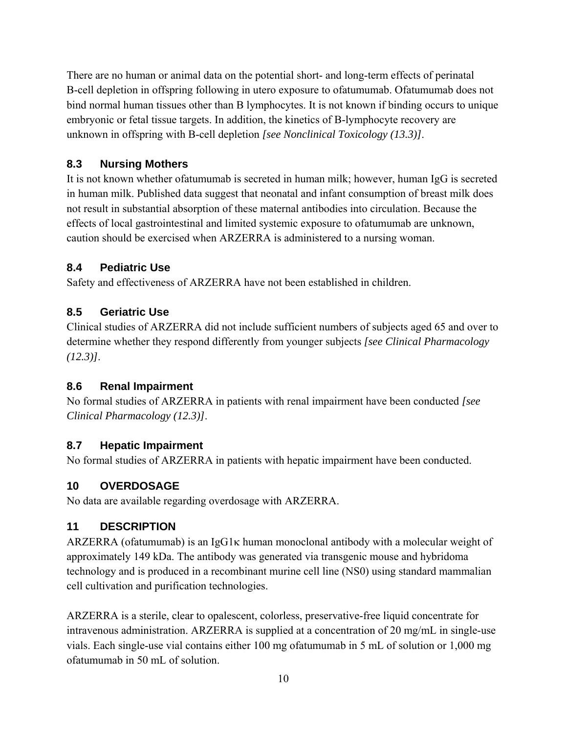There are no human or animal data on the potential short- and long-term effects of perinatal B-cell depletion in offspring following in utero exposure to ofatumumab. Ofatumumab does not bind normal human tissues other than B lymphocytes. It is not known if binding occurs to unique embryonic or fetal tissue targets. In addition, the kinetics of B-lymphocyte recovery are unknown in offspring with B-cell depletion *[see Nonclinical Toxicology (13.3)]*.

### 8.3 Nursing Mothers

It is not known whether ofatumumab is secreted in human milk; however, human IgG is secreted in human milk. Published data suggest that neonatal and infant consumption of breast milk does not result in substantial absorption of these maternal antibodies into circulation. Because the effects of local gastrointestinal and limited systemic exposure to ofatumumab are unknown, caution should be exercised when ARZERRA is administered to a nursing woman.

### 8.4 Pediatric Use

Safety and effectiveness of ARZERRA have not been established in children.

### 8.5 Geriatric Use

Clinical studies of ARZERRA did not include sufficient numbers of subjects aged 65 and over to determine whether they respond differently from younger subjects *[see Clinical Pharmacology (12.3)]*.

### 8.6 Renal Impairment

No formal studies of ARZERRA in patients with renal impairment have been conducted *[see Clinical Pharmacology (12.3)]*.

### 8.7 Hepatic Impairment

No formal studies of ARZERRA in patients with hepatic impairment have been conducted.

## 10 OVERDOSAGE

No data are available regarding overdosage with ARZERRA.

## 11 DESCRIPTION

ARZERRA (ofatumumab) is an IgG1κ human monoclonal antibody with a molecular weight of approximately 149 kDa. The antibody was generated via transgenic mouse and hybridoma technology and is produced in a recombinant murine cell line (NS0) using standard mammalian cell cultivation and purification technologies.

ARZERRA is a sterile, clear to opalescent, colorless, preservative-free liquid concentrate for intravenous administration. ARZERRA is supplied at a concentration of 20 mg/mL in single-use vials. Each single-use vial contains either 100 mg ofatumumab in 5 mL of solution or 1,000 mg ofatumumab in 50 mL of solution.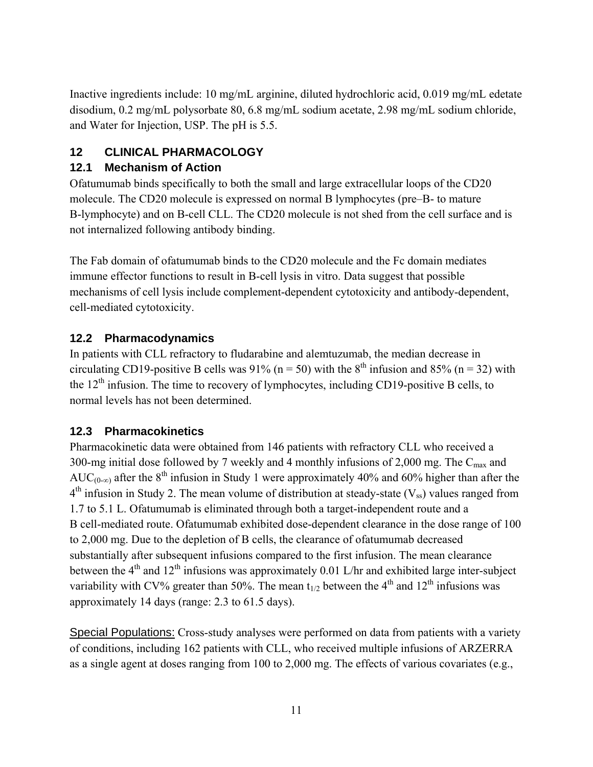Inactive ingredients include: 10 mg/mL arginine, diluted hydrochloric acid, 0.019 mg/mL edetate disodium, 0.2 mg/mL polysorbate 80, 6.8 mg/mL sodium acetate, 2.98 mg/mL sodium chloride, and Water for Injection, USP. The pH is 5.5.

## 12 CLINICAL PHARMACOLOGY

### 12.1 Mechanism of Action

Ofatumumab binds specifically to both the small and large extracellular loops of the CD20 molecule. The CD20 molecule is expressed on normal B lymphocytes (pre–B- to mature B-lymphocyte) and on B-cell CLL. The CD20 molecule is not shed from the cell surface and is not internalized following antibody binding.

The Fab domain of ofatumumab binds to the CD20 molecule and the Fc domain mediates immune effector functions to result in B-cell lysis in vitro. Data suggest that possible mechanisms of cell lysis include complement-dependent cytotoxicity and antibody-dependent, cell-mediated cytotoxicity.

### 12.2 Pharmacodynamics

In patients with CLL refractory to fludarabine and alemtuzumab, the median decrease in circulating CD19-positive B cells was 91% (n = 50) with the $8^{th}$ infusion and 85% (n = 32) with the $12^{th}$ infusion. The time to recovery of lymphocytes, including CD19-positive B cells, to normal levels has not been determined.

### 12.3 Pharmacokinetics

Pharmacokinetic data were obtained from 146 patients with refractory CLL who received a 300-mg initial dose followed by 7 weekly and 4 monthly infusions of 2,000 mg. The $C_{max}$ and $AUC_{(0-\infty)}$ after the $8^{th}$ infusion in Study 1 were approximately 40% and 60% higher than after the $4^{th}$ infusion in Study 2. The mean volume of distribution at steady-state ($V_{ss}$) values ranged from 1.7 to 5.1 L. Ofatumumab is eliminated through both a target-independent route and a B cell-mediated route. Ofatumumab exhibited dose-dependent clearance in the dose range of 100 to 2,000 mg. Due to the depletion of B cells, the clearance of ofatumumab decreased substantially after subsequent infusions compared to the first infusion. The mean clearance between the $4^{th}$ and $12^{th}$ infusions was approximately 0.01 L/hr and exhibited large inter-subject variability with CV% greater than 50%. The mean $t_{1/2}$ between the $4^{th}$ and $12^{th}$ infusions was approximately 14 days (range: 2.3 to 61.5 days).

Special Populations: Cross-study analyses were performed on data from patients with a variety of conditions, including 162 patients with CLL, who received multiple infusions of ARZERRA as a single agent at doses ranging from 100 to 2,000 mg. The effects of various covariates (e.g.,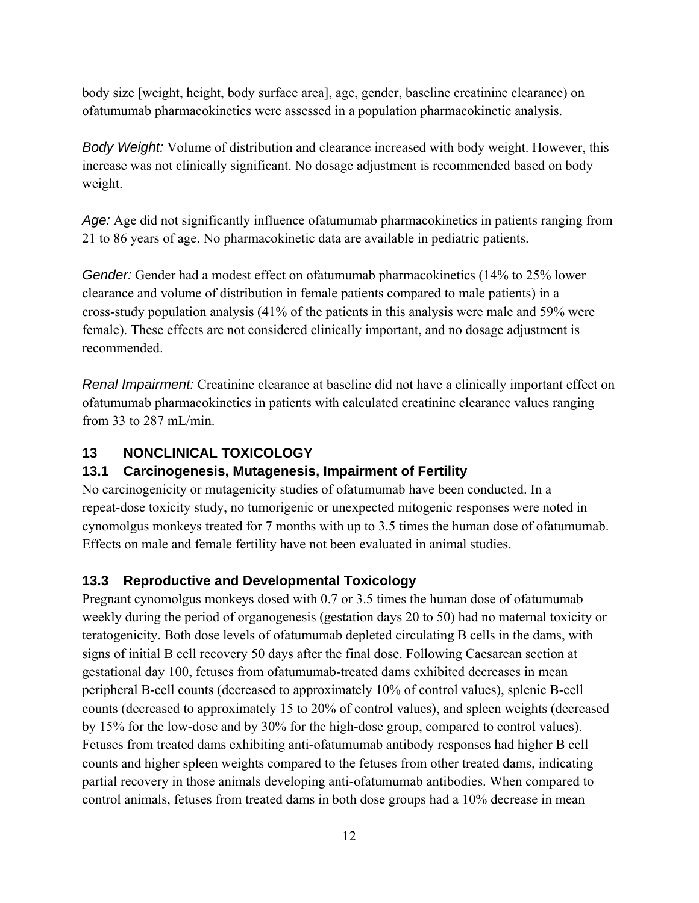body size [weight, height, body surface area], age, gender, baseline creatinine clearance) on ofatumumab pharmacokinetics were assessed in a population pharmacokinetic analysis.

*Body Weight:* Volume of distribution and clearance increased with body weight. However, this increase was not clinically significant. No dosage adjustment is recommended based on body weight.

*Age:* Age did not significantly influence ofatumumab pharmacokinetics in patients ranging from 21 to 86 years of age. No pharmacokinetic data are available in pediatric patients.

*Gender:* Gender had a modest effect on ofatumumab pharmacokinetics (14% to 25% lower clearance and volume of distribution in female patients compared to male patients) in a cross-study population analysis (41% of the patients in this analysis were male and 59% were female). These effects are not considered clinically important, and no dosage adjustment is recommended.

*Renal Impairment:* Creatinine clearance at baseline did not have a clinically important effect on ofatumumab pharmacokinetics in patients with calculated creatinine clearance values ranging from 33 to 287 mL/min.

## 13 NONCLINICAL TOXICOLOGY

### 13.1 Carcinogenesis, Mutagenesis, Impairment of Fertility

No carcinogenicity or mutagenicity studies of ofatumumab have been conducted. In a repeat-dose toxicity study, no tumorigenic or unexpected mitogenic responses were noted in cynomolgus monkeys treated for 7 months with up to 3.5 times the human dose of ofatumumab. Effects on male and female fertility have not been evaluated in animal studies.

### 13.3 Reproductive and Developmental Toxicology

Pregnant cynomolgus monkeys dosed with 0.7 or 3.5 times the human dose of ofatumumab weekly during the period of organogenesis (gestation days 20 to 50) had no maternal toxicity or teratogenicity. Both dose levels of ofatumumab depleted circulating B cells in the dams, with signs of initial B cell recovery 50 days after the final dose. Following Caesarean section at gestational day 100, fetuses from ofatumumab-treated dams exhibited decreases in mean peripheral B-cell counts (decreased to approximately 10% of control values), splenic B-cell counts (decreased to approximately 15 to 20% of control values), and spleen weights (decreased by 15% for the low-dose and by 30% for the high-dose group, compared to control values). Fetuses from treated dams exhibiting anti-ofatumumab antibody responses had higher B cell counts and higher spleen weights compared to the fetuses from other treated dams, indicating partial recovery in those animals developing anti-ofatumumab antibodies. When compared to control animals, fetuses from treated dams in both dose groups had a 10% decrease in mean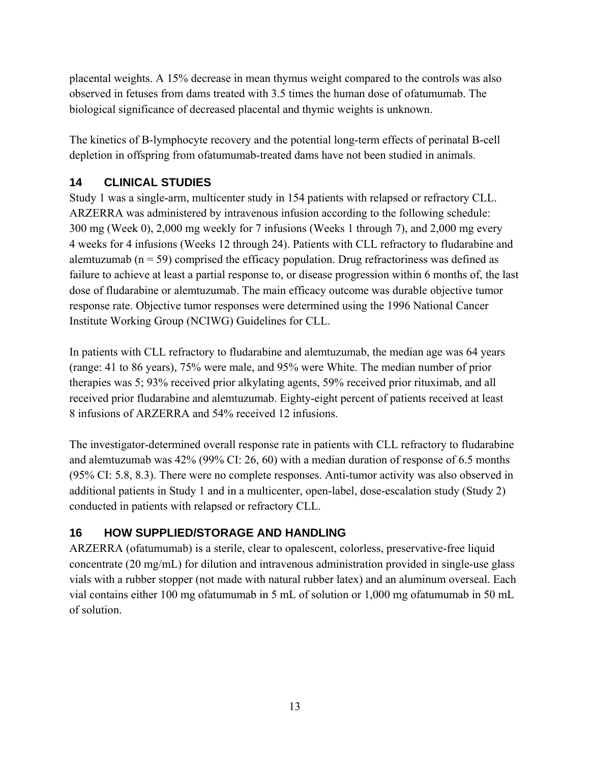placental weights. A 15% decrease in mean thymus weight compared to the controls was also observed in fetuses from dams treated with 3.5 times the human dose of ofatumumab. The biological significance of decreased placental and thymic weights is unknown.

The kinetics of B-lymphocyte recovery and the potential long-term effects of perinatal B-cell depletion in offspring from ofatumumab-treated dams have not been studied in animals.

## 14 CLINICAL STUDIES

Study 1 was a single-arm, multicenter study in 154 patients with relapsed or refractory CLL. ARZERRA was administered by intravenous infusion according to the following schedule: 300 mg (Week 0), 2,000 mg weekly for 7 infusions (Weeks 1 through 7), and 2,000 mg every 4 weeks for 4 infusions (Weeks 12 through 24). Patients with CLL refractory to fludarabine and alemtuzumab (n = 59) comprised the efficacy population. Drug refractoriness was defined as failure to achieve at least a partial response to, or disease progression within 6 months of, the last dose of fludarabine or alemtuzumab. The main efficacy outcome was durable objective tumor response rate. Objective tumor responses were determined using the 1996 National Cancer Institute Working Group (NCIWG) Guidelines for CLL.

In patients with CLL refractory to fludarabine and alemtuzumab, the median age was 64 years (range: 41 to 86 years), 75% were male, and 95% were White. The median number of prior therapies was 5; 93% received prior alkylating agents, 59% received prior rituximab, and all received prior fludarabine and alemtuzumab. Eighty-eight percent of patients received at least 8 infusions of ARZERRA and 54% received 12 infusions.

The investigator-determined overall response rate in patients with CLL refractory to fludarabine and alemtuzumab was 42% (99% CI: 26, 60) with a median duration of response of 6.5 months (95% CI: 5.8, 8.3). There were no complete responses. Anti-tumor activity was also observed in additional patients in Study 1 and in a multicenter, open-label, dose-escalation study (Study 2) conducted in patients with relapsed or refractory CLL.

## 16 HOW SUPPLIED/STORAGE AND HANDLING

ARZERRA (ofatumumab) is a sterile, clear to opalescent, colorless, preservative-free liquid concentrate (20 mg/mL) for dilution and intravenous administration provided in single-use glass vials with a rubber stopper (not made with natural rubber latex) and an aluminum overseal. Each vial contains either 100 mg ofatumumab in 5 mL of solution or 1,000 mg ofatumumab in 50 mL of solution.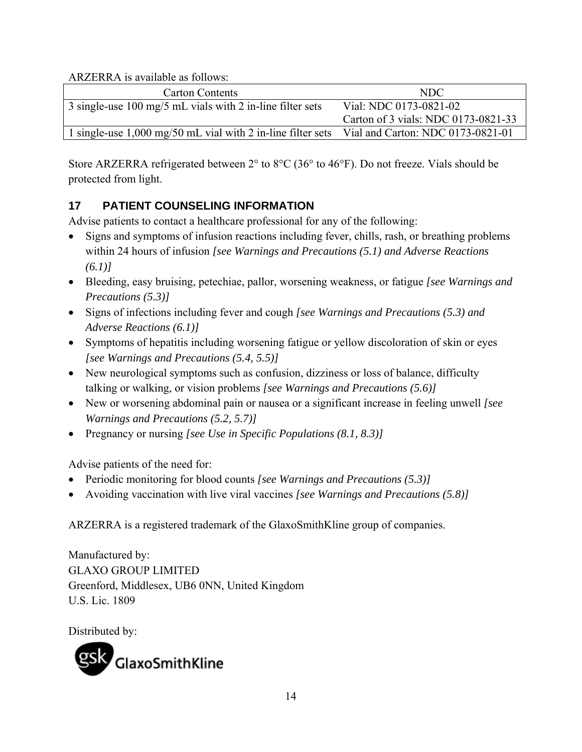ARZERRA is available as follows:

| Carton Contents | NDC |
|---|---|
| 3 single-use 100 mg/5 mL vials with 2 in-line filter sets | Vial: NDC 0173-0821-02<br>Carton of 3 vials: NDC 0173-0821-33 |
| 1 single-use 1,000 mg/50 mL vial with 2 in-line filter sets | Vial and Carton: NDC 0173-0821-01 |

Store ARZERRA refrigerated between 2° to 8°C (36° to 46°F). Do not freeze. Vials should be protected from light.

## 17 PATIENT COUNSELING INFORMATION

Advise patients to contact a healthcare professional for any of the following:

- Signs and symptoms of infusion reactions including fever, chills, rash, or breathing problems within 24 hours of infusion *[see Warnings and Precautions (5.1) and Adverse Reactions (6.1)]*
- Bleeding, easy bruising, petechiae, pallor, worsening weakness, or fatigue *[see Warnings and Precautions (5.3)]*
- Signs of infections including fever and cough *[see Warnings and Precautions (5.3) and Adverse Reactions (6.1)]*
- Symptoms of hepatitis including worsening fatigue or yellow discoloration of skin or eyes *[see Warnings and Precautions (5.4, 5.5)]*
- New neurological symptoms such as confusion, dizziness or loss of balance, difficulty talking or walking, or vision problems *[see Warnings and Precautions (5.6)]*
- New or worsening abdominal pain or nausea or a significant increase in feeling unwell *[see Warnings and Precautions (5.2, 5.7)]*
- Pregnancy or nursing *[see Use in Specific Populations (8.1, 8.3)]*

Advise patients of the need for:

- Periodic monitoring for blood counts *[see Warnings and Precautions (5.3)]*
- Avoiding vaccination with live viral vaccines *[see Warnings and Precautions (5.8)]*

ARZERRA is a registered trademark of the GlaxoSmithKline group of companies.

Manufactured by:
GLAXO GROUP LIMITED
Greenford, Middlesex, UB6 0NN, United Kingdom
U.S. Lic. 1809

Distributed by:

GlaxoSmithKline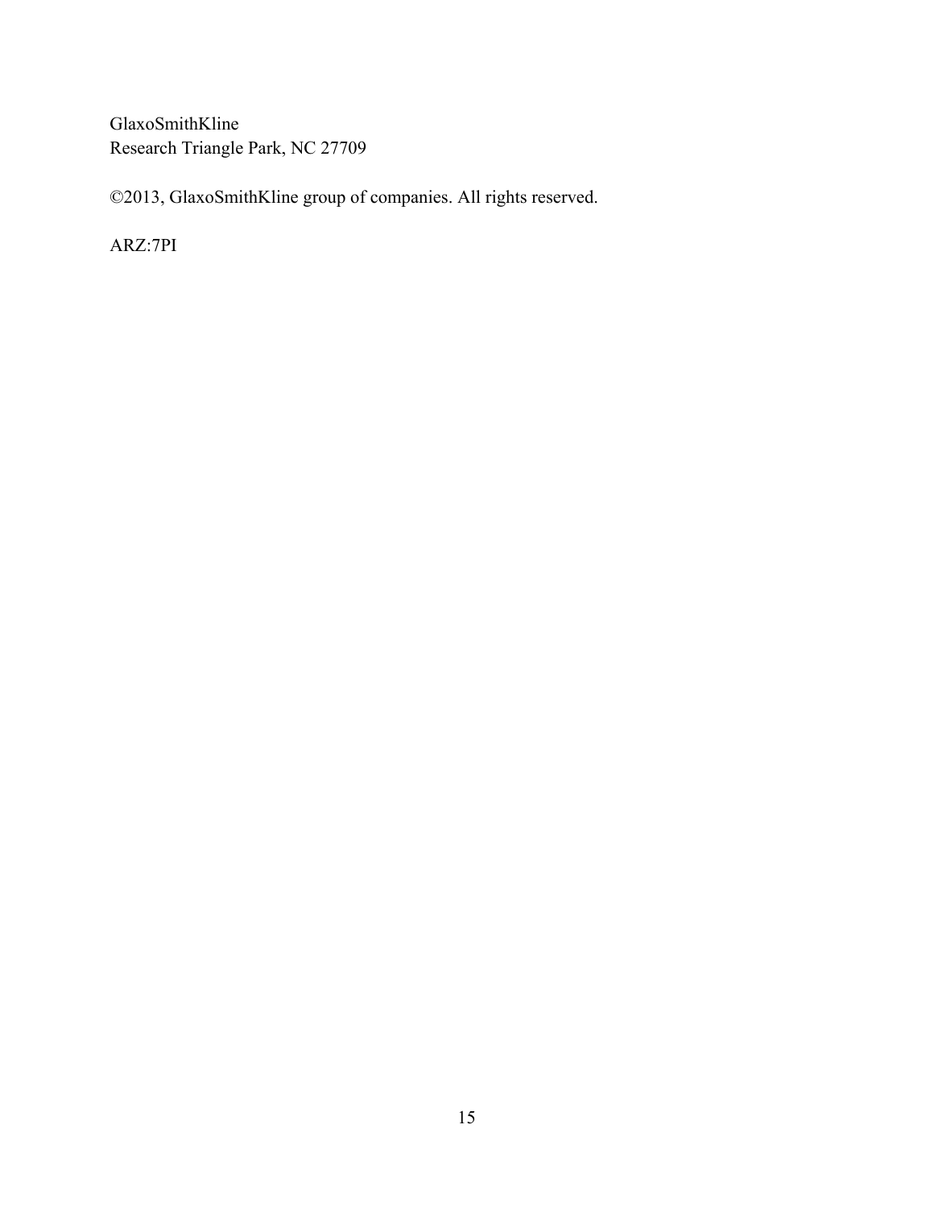GlaxoSmithKline
Research Triangle Park, NC 27709

©2013, GlaxoSmithKline group of companies. All rights reserved.

ARZ:7PI